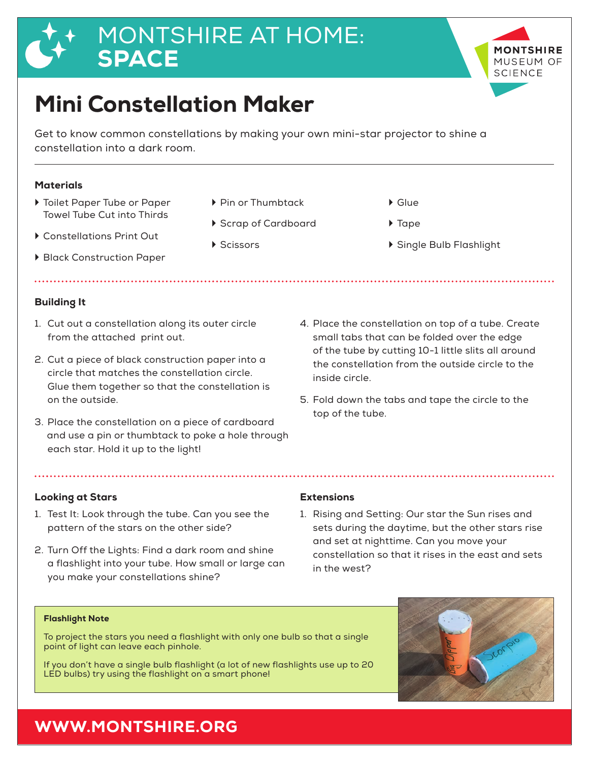# MONTSHIRE AT HOME: **SPACE**

MONTSHIRE MUSEUM OF SCIENCE

## Mini Constellation Maker

Get to know common constellations by making your own mini-star projector to shine a constellation into a dark room.

### Materials

- Toilet Paper Tube or Paper Towel Tube Cut into Thirds
- Constellations Print Out
- Black Construction Paper
- Pin or Thumbtack
- Scrap of Cardboard
- Scissors
- Glue
- Tape
- Single Bulb Flashlight

### Building It

1. Cut out a constellation along its outer circle from the attached print out.
2. Cut a piece of black construction paper into a circle that matches the constellation circle. Glue them together so that the constellation is on the outside.
3. Place the constellation on a piece of cardboard and use a pin or thumbtack to poke a hole through each star. Hold it up to the light!
4. Place the constellation on top of a tube. Create small tabs that can be folded over the edge of the tube by cutting 10-1 little slits all around the constellation from the outside circle to the inside circle.
5. Fold down the tabs and tape the circle to the top of the tube.

### Looking at Stars

1. Test It: Look through the tube. Can you see the pattern of the stars on the other side?
2. Turn Off the Lights: Find a dark room and shine a flashlight into your tube. How small or large can you make your constellations shine?

### Extensions

1. Rising and Setting: Our star the Sun rises and sets during the daytime, but the other stars rise and set at nighttime. Can you move your constellation so that it rises in the east and sets in the west?

**Flashlight Note**

To project the stars you need a flashlight with only one bulb so that a single point of light can leave each pinhole.

If you don't have a single bulb flashlight (a lot of new flashlights use up to 20 LED bulbs) try using the flashlight on a smart phone!

**WWW.MONTSHIRE.ORG**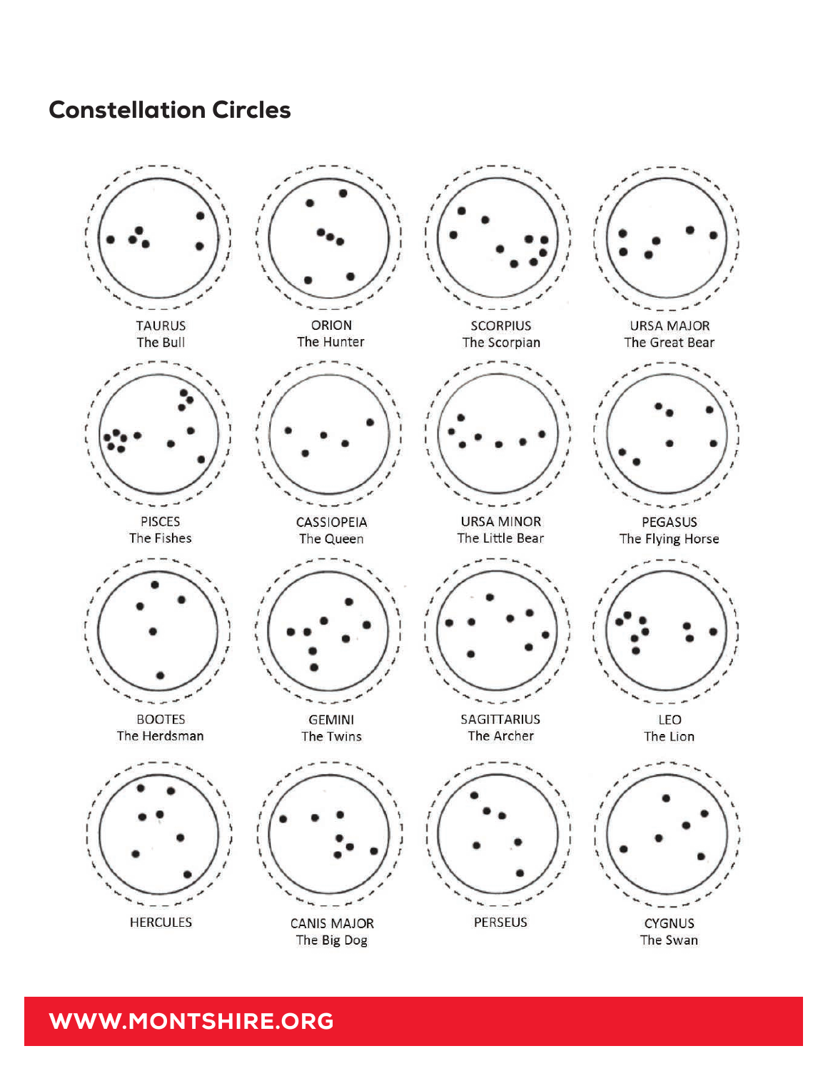## Constellation Circles

TAURUS
The Bull

ORION
The Hunter

SCORPIUS
The Scorpian

URSA MAJOR
The Great Bear

PISCES
The Fishes

CASSIOPEIA
The Queen

URSA MINOR
The Little Bear

PEGASUS
The Flying Horse

BOOTES
The Herdsman

GEMINI
The Twins

SAGITTARIUS
The Archer

LEO
The Lion

HERCULES

CANIS MAJOR
The Big Dog

PERSEUS

CYGNUS
The Swan

**WWW.MONTSHIRE.ORG**